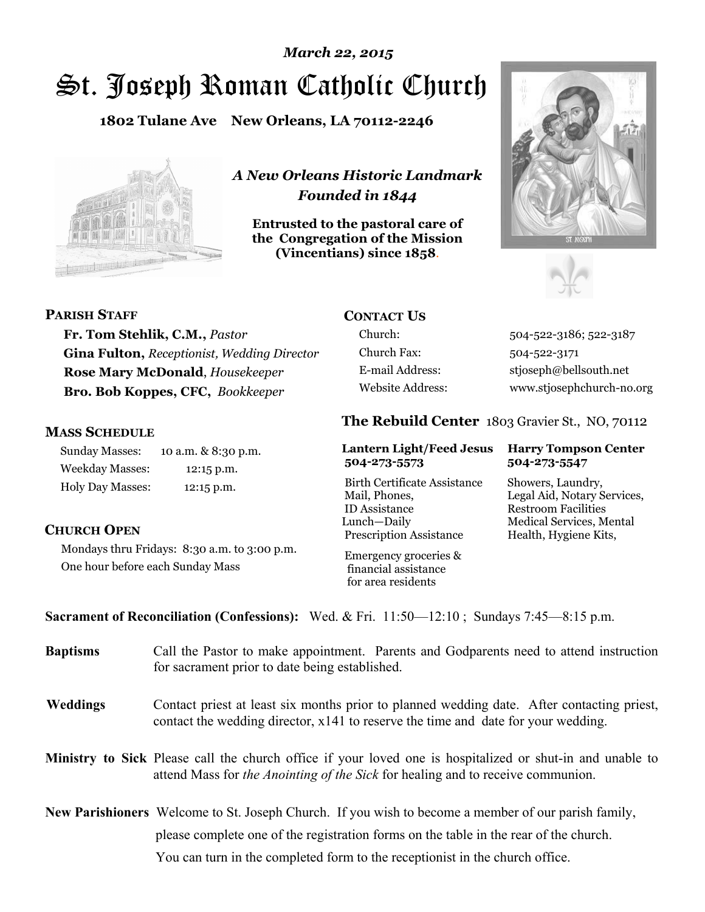*March 22, 2015*

# St. Joseph Roman Catholic Church

**1802 Tulane Ave New Orleans, LA 70112-2246**

***A New Orleans Historic Landmark***
***Founded in 1844***

**Entrusted to the pastoral care of the Congregation of the Mission (Vincentians) since 1858.**

## PARISH STAFF

**Fr. Tom Stehlik, C.M.,** *Pastor*
**Gina Fulton,** *Receptionist, Wedding Director*
**Rose Mary McDonald**, *Housekeeper*
**Bro. Bob Koppes, CFC,** *Bookkeeper*

## MASS SCHEDULE

| | |
|---|---|
| Sunday Masses: | 10 a.m. & 8:30 p.m. |
| Weekday Masses: | 12:15 p.m. |
| Holy Day Masses: | 12:15 p.m. |

## CHURCH OPEN

Mondays thru Fridays: 8:30 a.m. to 3:00 p.m.
One hour before each Sunday Mass

## CONTACT US

| | |
|---|---|
| Church: | 504-522-3186; 522-3187 |
| Church Fax: | 504-522-3171 |
| E-mail Address: | stjoseph@bellsouth.net |
| Website Address: | www.stjosephchurch-no.org |

## The Rebuild Center 1803 Gravier St., NO, 70112

| **Lantern Light/Feed Jesus 504-273-5573** | **Harry Tompson Center 504-273-5547** |
|---|---|
| Birth Certificate Assistance<br>Mail, Phones,<br>ID Assistance<br>Lunch—Daily<br>Prescription Assistance<br><br>Emergency groceries & financial assistance for area residents | Showers, Laundry,<br>Legal Aid, Notary Services,<br>Restroom Facilities<br>Medical Services, Mental Health, Hygiene Kits, |

**Sacrament of Reconciliation (Confessions):** Wed. & Fri. 11:50—12:10 ; Sundays 7:45—8:15 p.m.

**Baptisms** Call the Pastor to make appointment. Parents and Godparents need to attend instruction for sacrament prior to date being established.

**Weddings** Contact priest at least six months prior to planned wedding date. After contacting priest, contact the wedding director, x141 to reserve the time and date for your wedding.

**Ministry to Sick** Please call the church office if your loved one is hospitalized or shut-in and unable to attend Mass for *the Anointing of the Sick* for healing and to receive communion.

**New Parishioners** Welcome to St. Joseph Church. If you wish to become a member of our parish family, please complete one of the registration forms on the table in the rear of the church. You can turn in the completed form to the receptionist in the church office.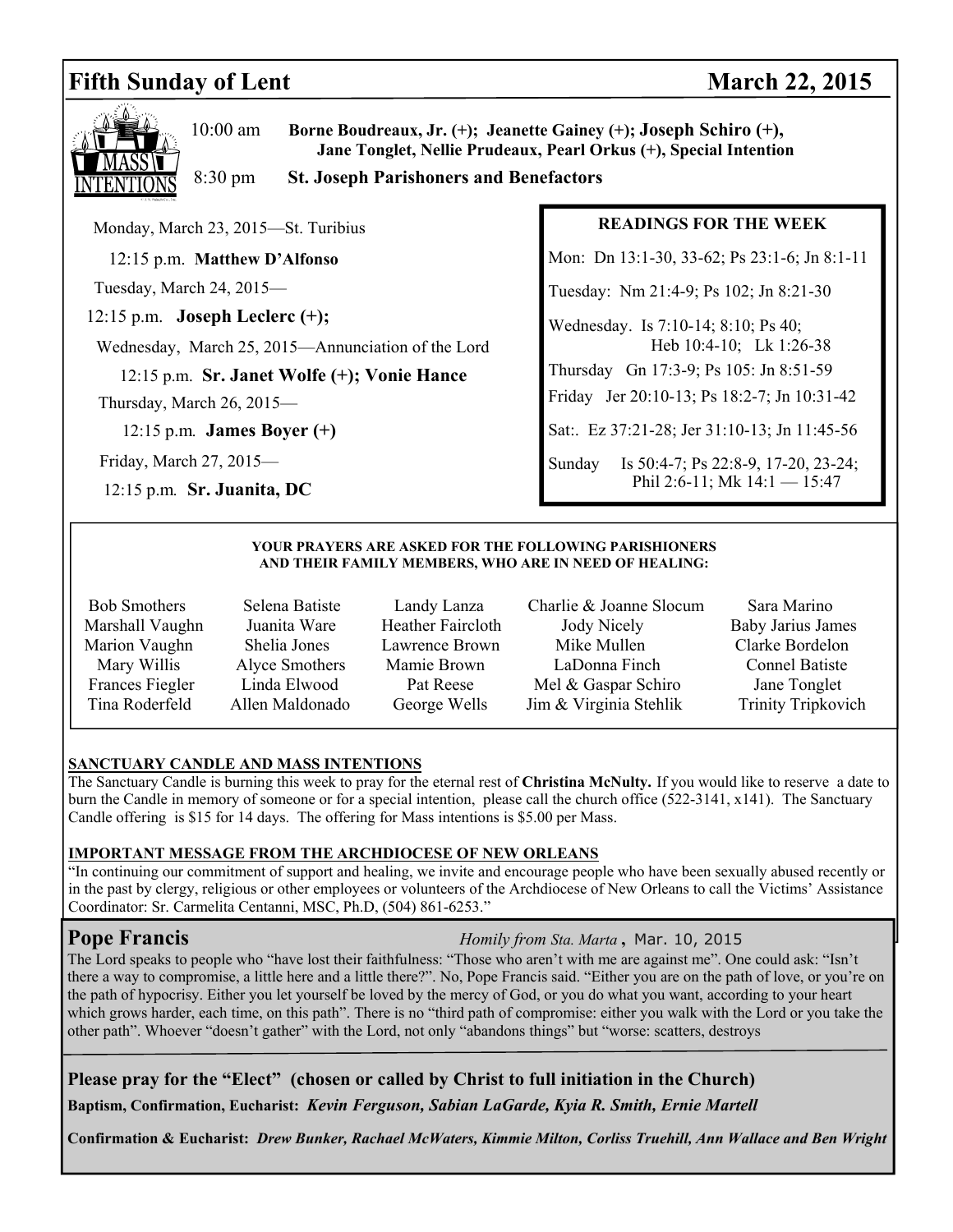## Fifth Sunday of Lent — March 22, 2015

MASS INTENTIONS

10:00 am **Borne Boudreaux, Jr. (+); Jeanette Gainey (+); Joseph Schiro (+), Jane Tonglet, Nellie Prudeaux, Pearl Orkus (+), Special Intention**

8:30 pm **St. Joseph Parishoners and Benefactors**

Monday, March 23, 2015—St. Turibius

12:15 p.m. **Matthew D'Alfonso**

Tuesday, March 24, 2015—

12:15 p.m. **Joseph Leclerc (+);**

Wednesday, March 25, 2015—Annunciation of the Lord

12:15 p.m. **Sr. Janet Wolfe (+); Vonie Hance**

Thursday, March 26, 2015—

12:15 p.m. **James Boyer (+)**

Friday, March 27, 2015—

12:15 p.m. **Sr. Juanita, DC**

**READINGS FOR THE WEEK**

Mon: Dn 13:1-30, 33-62; Ps 23:1-6; Jn 8:1-11

Tuesday: Nm 21:4-9; Ps 102; Jn 8:21-30

Wednesday. Is 7:10-14; 8:10; Ps 40; Heb 10:4-10; Lk 1:26-38

Thursday Gn 17:3-9; Ps 105: Jn 8:51-59

Friday Jer 20:10-13; Ps 18:2-7; Jn 10:31-42

Sat:. Ez 37:21-28; Jer 31:10-13; Jn 11:45-56

Sunday Is 50:4-7; Ps 22:8-9, 17-20, 23-24; Phil 2:6-11; Mk 14:1 — 15:47

**YOUR PRAYERS ARE ASKED FOR THE FOLLOWING PARISHIONERS AND THEIR FAMILY MEMBERS, WHO ARE IN NEED OF HEALING:**

| | | | | |
|---|---|---|---|---|
| Bob Smothers | Selena Batiste | Landy Lanza | Charlie & Joanne Slocum | Sara Marino |
| Marshall Vaughn | Juanita Ware | Heather Faircloth | Jody Nicely | Baby Jarius James |
| Marion Vaughn | Shelia Jones | Lawrence Brown | Mike Mullen | Clarke Bordelon |
| Mary Willis | Alyce Smothers | Mamie Brown | LaDonna Finch | Connel Batiste |
| Frances Fiegler | Linda Elwood | Pat Reese | Mel & Gaspar Schiro | Jane Tonglet |
| Tina Roderfeld | Allen Maldonado | George Wells | Jim & Virginia Stehlik | Trinity Tripkovich |

**SANCTUARY CANDLE AND MASS INTENTIONS**

The Sanctuary Candle is burning this week to pray for the eternal rest of **Christina McNulty.** If you would like to reserve a date to burn the Candle in memory of someone or for a special intention, please call the church office (522-3141, x141). The Sanctuary Candle offering is $15 for 14 days. The offering for Mass intentions is $5.00 per Mass.

**IMPORTANT MESSAGE FROM THE ARCHDIOCESE OF NEW ORLEANS**

"In continuing our commitment of support and healing, we invite and encourage people who have been sexually abused recently or in the past by clergy, religious or other employees or volunteers of the Archdiocese of New Orleans to call the Victims' Assistance Coordinator: Sr. Carmelita Centanni, MSC, Ph.D, (504) 861-6253."

### Pope Francis

*Homily from Sta. Marta*, Mar. 10, 2015

The Lord speaks to people who "have lost their faithfulness: "Those who aren't with me are against me". One could ask: "Isn't there a way to compromise, a little here and a little there?". No, Pope Francis said. "Either you are on the path of love, or you're on the path of hypocrisy. Either you let yourself be loved by the mercy of God, or you do what you want, according to your heart which grows harder, each time, on this path". There is no "third path of compromise: either you walk with the Lord or you take the other path". Whoever "doesn't gather" with the Lord, not only "abandons things" but "worse: scatters, destroys

**Please pray for the "Elect" (chosen or called by Christ to full initiation in the Church)**

**Baptism, Confirmation, Eucharist:** ***Kevin Ferguson, Sabian LaGarde, Kyia R. Smith, Ernie Martell***

**Confirmation & Eucharist:** ***Drew Bunker, Rachael McWaters, Kimmie Milton, Corliss Truehill, Ann Wallace and Ben Wright***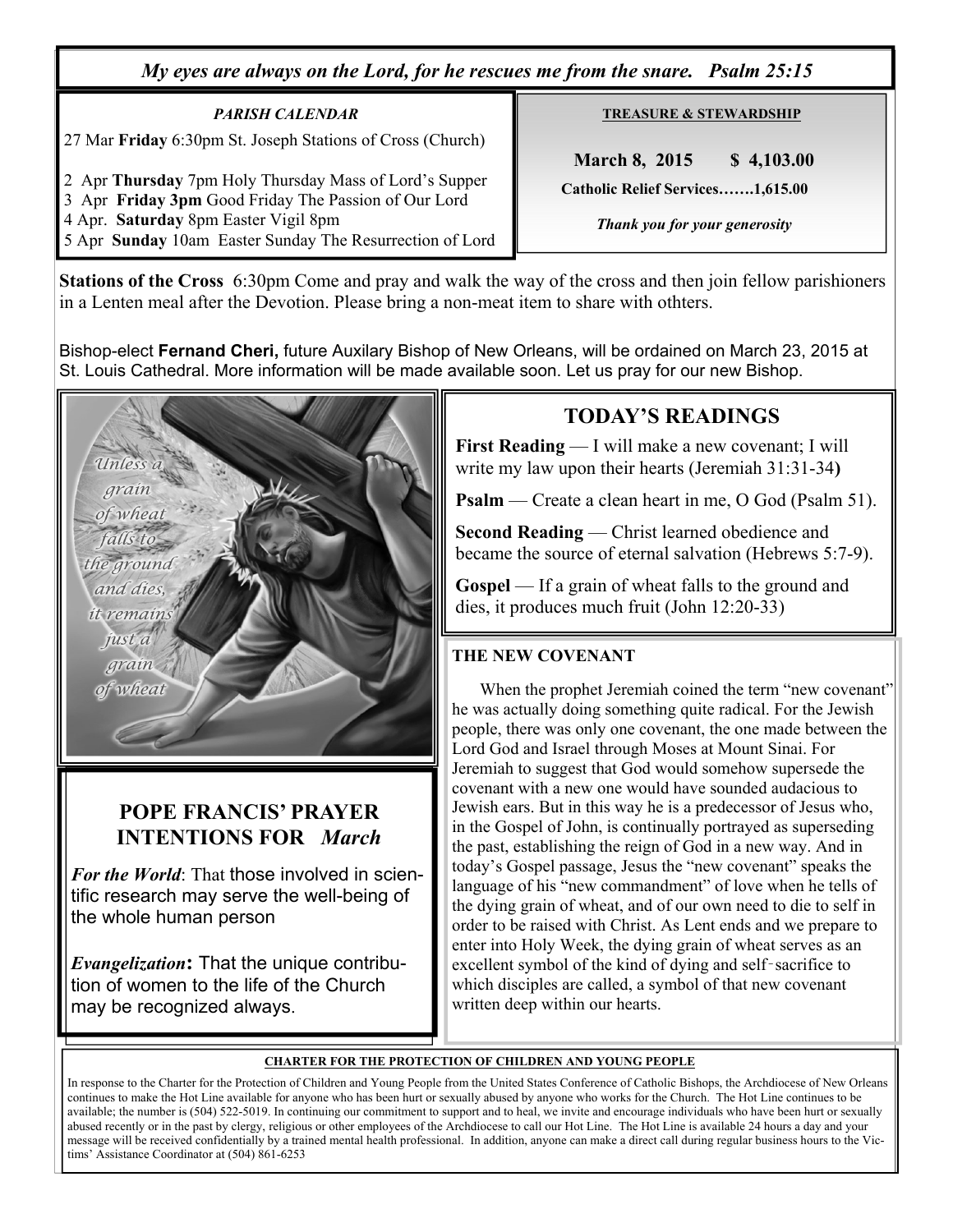*My eyes are always on the Lord, for he rescues me from the snare.   Psalm 25:15*

***PARISH CALENDAR***

27 Mar **Friday** 6:30pm St. Joseph Stations of Cross (Church)

2 Apr **Thursday** 7pm Holy Thursday Mass of Lord's Supper
3 Apr **Friday 3pm** Good Friday The Passion of Our Lord
4 Apr. **Saturday** 8pm Easter Vigil 8pm
5 Apr **Sunday** 10am Easter Sunday The Resurrection of Lord

**TREASURE & STEWARDSHIP**

**March 8, 2015 $ 4,103.00**

**Catholic Relief Services…….1,615.00**

***Thank you for your generosity***

**Stations of the Cross** 6:30pm Come and pray and walk the way of the cross and then join fellow parishioners in a Lenten meal after the Devotion. Please bring a non-meat item to share with othters.

Bishop-elect **Fernand Cheri,** future Auxilary Bishop of New Orleans, will be ordained on March 23, 2015 at St. Louis Cathedral. More information will be made available soon. Let us pray for our new Bishop.

## TODAY'S READINGS

**First Reading** — I will make a new covenant; I will write my law upon their hearts (Jeremiah 31:31-34**)**

**Psalm** — Create a clean heart in me, O God (Psalm 51).

**Second Reading** — Christ learned obedience and became the source of eternal salvation (Hebrews 5:7-9).

**Gospel** — If a grain of wheat falls to the ground and dies, it produces much fruit (John 12:20-33)

### THE NEW COVENANT

When the prophet Jeremiah coined the term "new covenant" he was actually doing something quite radical. For the Jewish people, there was only one covenant, the one made between the Lord God and Israel through Moses at Mount Sinai. For Jeremiah to suggest that God would somehow supersede the covenant with a new one would have sounded audacious to Jewish ears. But in this way he is a predecessor of Jesus who, in the Gospel of John, is continually portrayed as superseding the past, establishing the reign of God in a new way. And in today's Gospel passage, Jesus the "new covenant" speaks the language of his "new commandment" of love when he tells of the dying grain of wheat, and of our own need to die to self in order to be raised with Christ. As Lent ends and we prepare to enter into Holy Week, the dying grain of wheat serves as an excellent symbol of the kind of dying and self-sacrifice to which disciples are called, a symbol of that new covenant written deep within our hearts.

## POPE FRANCIS' PRAYER INTENTIONS FOR *March*

***For the World***: That those involved in scientific research may serve the well-being of the whole human person

***Evangelization*:** That the unique contribution of women to the life of the Church may be recognized always.

**CHARTER FOR THE PROTECTION OF CHILDREN AND YOUNG PEOPLE**

In response to the Charter for the Protection of Children and Young People from the United States Conference of Catholic Bishops, the Archdiocese of New Orleans continues to make the Hot Line available for anyone who has been hurt or sexually abused by anyone who works for the Church. The Hot Line continues to be available; the number is (504) 522-5019. In continuing our commitment to support and to heal, we invite and encourage individuals who have been hurt or sexually abused recently or in the past by clergy, religious or other employees of the Archdiocese to call our Hot Line. The Hot Line is available 24 hours a day and your message will be received confidentially by a trained mental health professional. In addition, anyone can make a direct call during regular business hours to the Victims' Assistance Coordinator at (504) 861-6253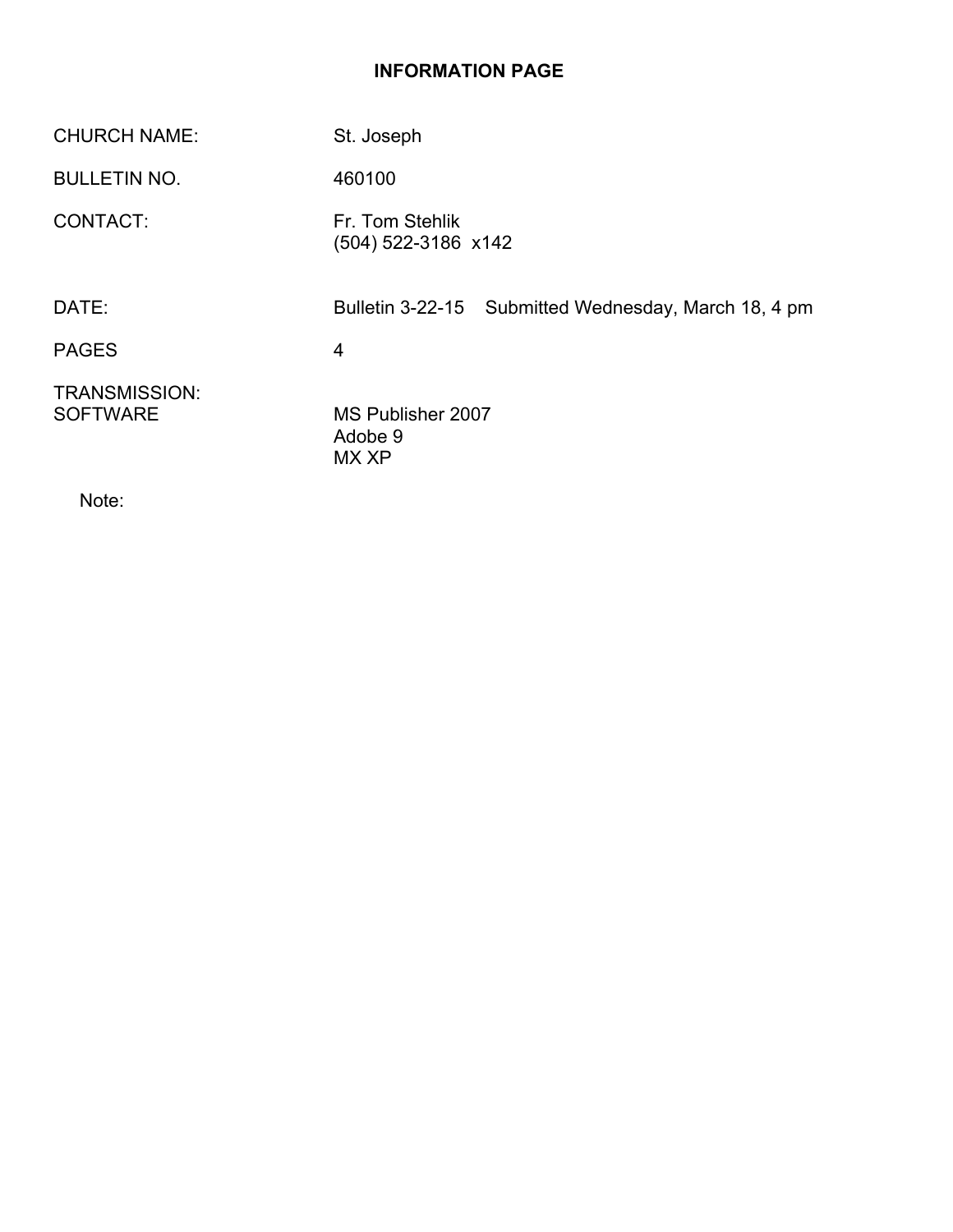# INFORMATION PAGE

| | |
|---|---|
| CHURCH NAME: | St. Joseph |
| BULLETIN NO. | 460100 |
| CONTACT: | Fr. Tom Stehlik<br>(504) 522-3186 x142 |
| DATE: | Bulletin 3-22-15 Submitted Wednesday, March 18, 4 pm |
| PAGES | 4 |
| TRANSMISSION:<br>SOFTWARE | MS Publisher 2007<br>Adobe 9<br>MX XP |

Note: